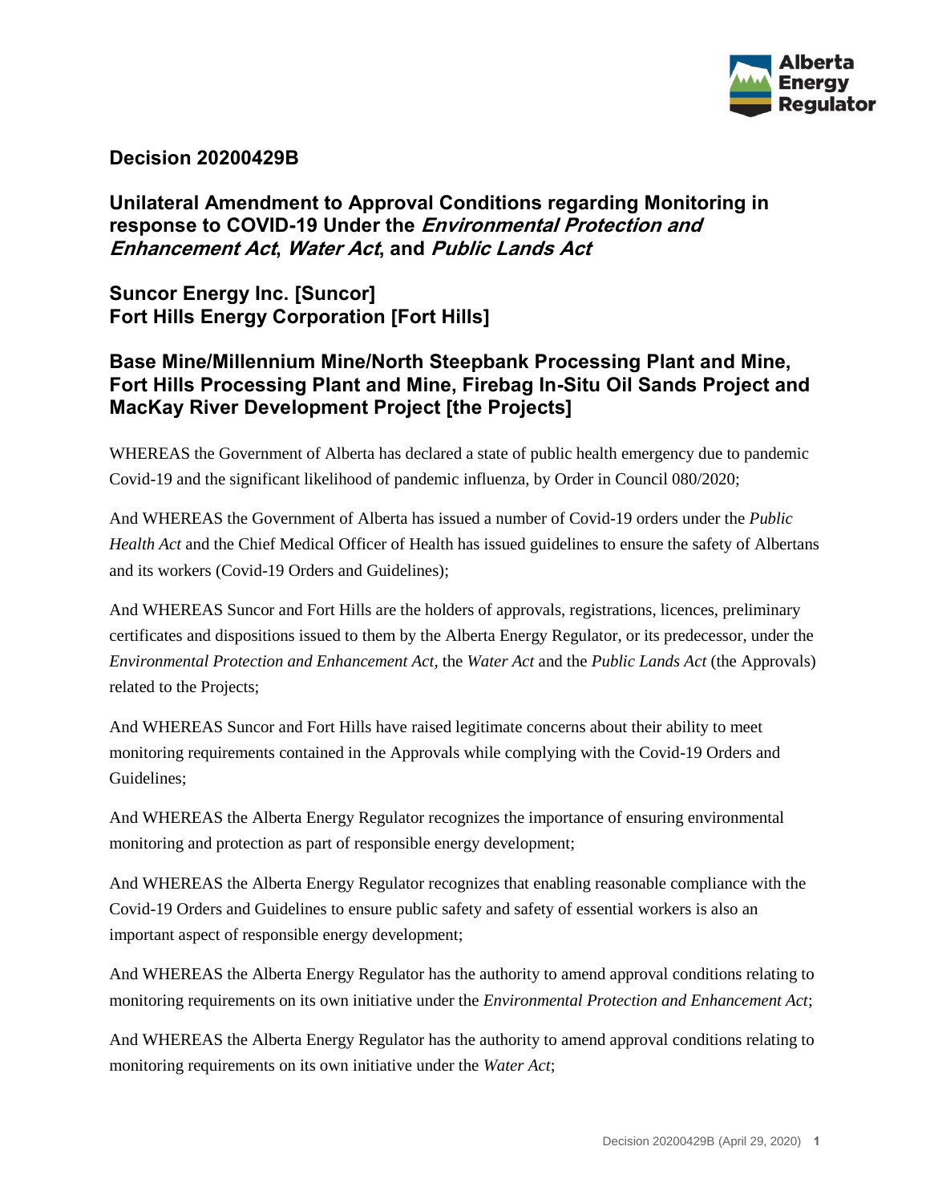# Decision 20200429B

## Unilateral Amendment to Approval Conditions regarding Monitoring in response to COVID-19 Under the *Environmental Protection and Enhancement Act*, *Water Act*, and *Public Lands Act*

## Suncor Energy Inc. [Suncor]
## Fort Hills Energy Corporation [Fort Hills]

## Base Mine/Millennium Mine/North Steepbank Processing Plant and Mine, Fort Hills Processing Plant and Mine, Firebag In-Situ Oil Sands Project and MacKay River Development Project [the Projects]

WHEREAS the Government of Alberta has declared a state of public health emergency due to pandemic Covid-19 and the significant likelihood of pandemic influenza, by Order in Council 080/2020;

And WHEREAS the Government of Alberta has issued a number of Covid-19 orders under the *Public Health Act* and the Chief Medical Officer of Health has issued guidelines to ensure the safety of Albertans and its workers (Covid-19 Orders and Guidelines);

And WHEREAS Suncor and Fort Hills are the holders of approvals, registrations, licences, preliminary certificates and dispositions issued to them by the Alberta Energy Regulator, or its predecessor, under the *Environmental Protection and Enhancement Act*, the *Water Act* and the *Public Lands Act* (the Approvals) related to the Projects;

And WHEREAS Suncor and Fort Hills have raised legitimate concerns about their ability to meet monitoring requirements contained in the Approvals while complying with the Covid-19 Orders and Guidelines;

And WHEREAS the Alberta Energy Regulator recognizes the importance of ensuring environmental monitoring and protection as part of responsible energy development;

And WHEREAS the Alberta Energy Regulator recognizes that enabling reasonable compliance with the Covid-19 Orders and Guidelines to ensure public safety and safety of essential workers is also an important aspect of responsible energy development;

And WHEREAS the Alberta Energy Regulator has the authority to amend approval conditions relating to monitoring requirements on its own initiative under the *Environmental Protection and Enhancement Act*;

And WHEREAS the Alberta Energy Regulator has the authority to amend approval conditions relating to monitoring requirements on its own initiative under the *Water Act*;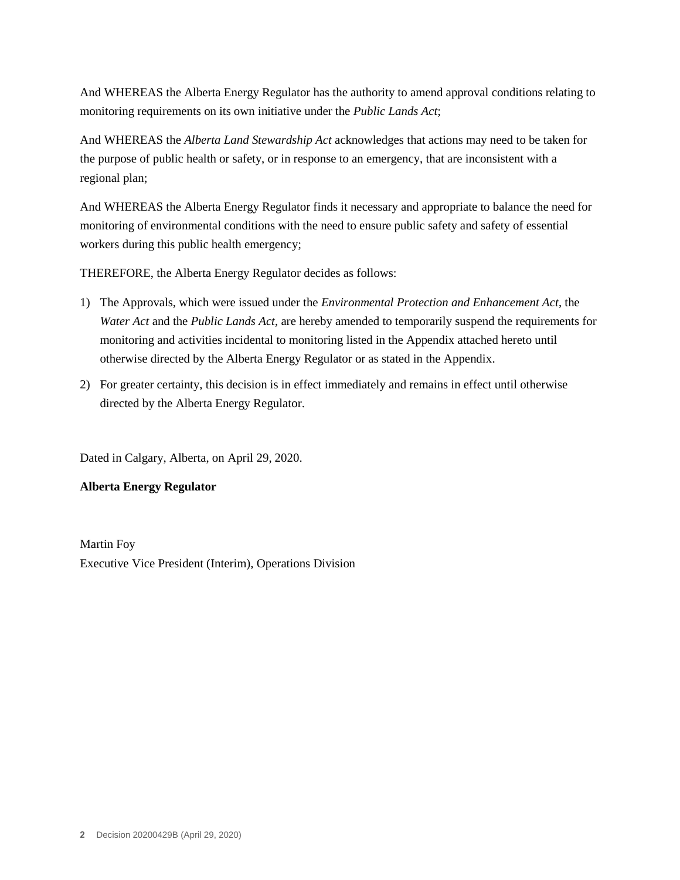And WHEREAS the Alberta Energy Regulator has the authority to amend approval conditions relating to monitoring requirements on its own initiative under the *Public Lands Act*;

And WHEREAS the *Alberta Land Stewardship Act* acknowledges that actions may need to be taken for the purpose of public health or safety, or in response to an emergency, that are inconsistent with a regional plan;

And WHEREAS the Alberta Energy Regulator finds it necessary and appropriate to balance the need for monitoring of environmental conditions with the need to ensure public safety and safety of essential workers during this public health emergency;

THEREFORE, the Alberta Energy Regulator decides as follows:

1) The Approvals, which were issued under the *Environmental Protection and Enhancement Act*, the *Water Act* and the *Public Lands Act*, are hereby amended to temporarily suspend the requirements for monitoring and activities incidental to monitoring listed in the Appendix attached hereto until otherwise directed by the Alberta Energy Regulator or as stated in the Appendix.
2) For greater certainty, this decision is in effect immediately and remains in effect until otherwise directed by the Alberta Energy Regulator.

Dated in Calgary, Alberta, on April 29, 2020.

**Alberta Energy Regulator**

Martin Foy
Executive Vice President (Interim), Operations Division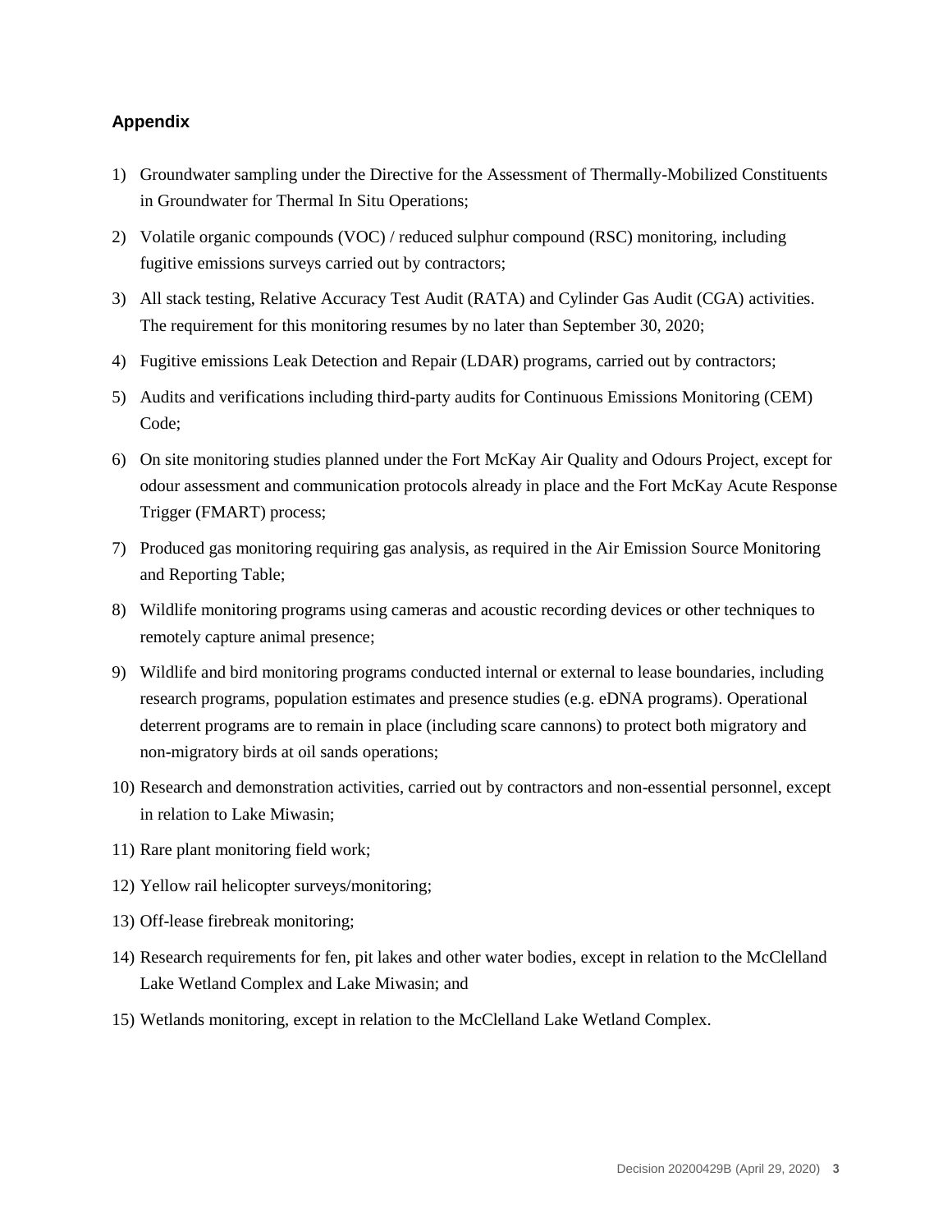## Appendix

1) Groundwater sampling under the Directive for the Assessment of Thermally-Mobilized Constituents in Groundwater for Thermal In Situ Operations;

2) Volatile organic compounds (VOC) / reduced sulphur compound (RSC) monitoring, including fugitive emissions surveys carried out by contractors;

3) All stack testing, Relative Accuracy Test Audit (RATA) and Cylinder Gas Audit (CGA) activities. The requirement for this monitoring resumes by no later than September 30, 2020;

4) Fugitive emissions Leak Detection and Repair (LDAR) programs, carried out by contractors;

5) Audits and verifications including third-party audits for Continuous Emissions Monitoring (CEM) Code;

6) On site monitoring studies planned under the Fort McKay Air Quality and Odours Project, except for odour assessment and communication protocols already in place and the Fort McKay Acute Response Trigger (FMART) process;

7) Produced gas monitoring requiring gas analysis, as required in the Air Emission Source Monitoring and Reporting Table;

8) Wildlife monitoring programs using cameras and acoustic recording devices or other techniques to remotely capture animal presence;

9) Wildlife and bird monitoring programs conducted internal or external to lease boundaries, including research programs, population estimates and presence studies (e.g. eDNA programs). Operational deterrent programs are to remain in place (including scare cannons) to protect both migratory and non-migratory birds at oil sands operations;

10) Research and demonstration activities, carried out by contractors and non-essential personnel, except in relation to Lake Miwasin;

11) Rare plant monitoring field work;

12) Yellow rail helicopter surveys/monitoring;

13) Off-lease firebreak monitoring;

14) Research requirements for fen, pit lakes and other water bodies, except in relation to the McClelland Lake Wetland Complex and Lake Miwasin; and

15) Wetlands monitoring, except in relation to the McClelland Lake Wetland Complex.